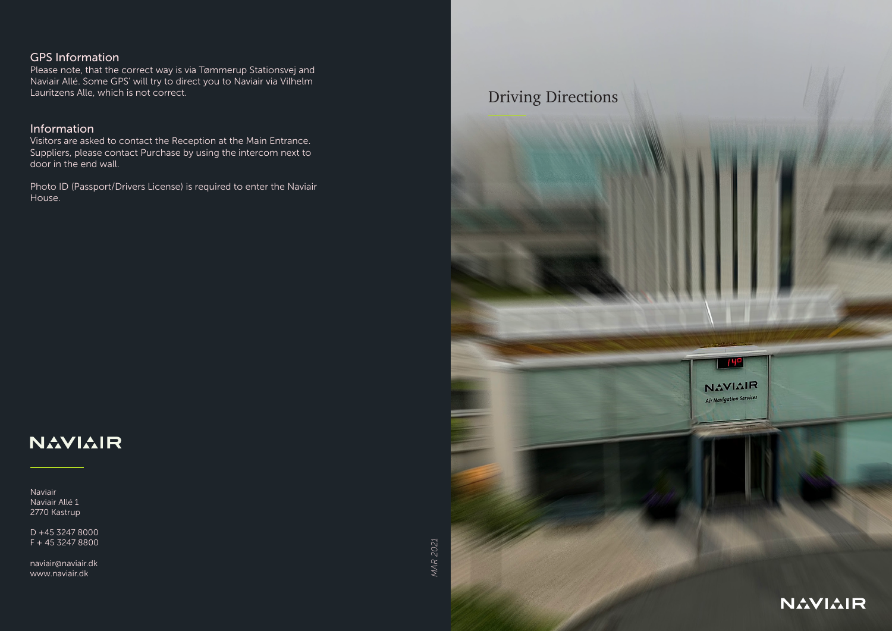## GPS Information

Please note, that the correct way is via Tømmerup Stationsvej and Naviair Allé. Some GPS' will try to direct you to Naviair via Vilhelm Lauritzens Alle, which is not correct.

## Information

Visitors are asked to contact the Reception at the Main Entrance. Suppliers, please contact Purchase by using the intercom next to door in the end wall.

Photo ID (Passport/Drivers License) is required to enter the Naviair House.

NAVIAIR

Naviair
Naviair Allé 1
2770 Kastrup

D +45 3247 8000
F + 45 3247 8800

naviair@naviair.dk
www.naviair.dk

*MAR 2021*

# Driving Directions

NAVIAIR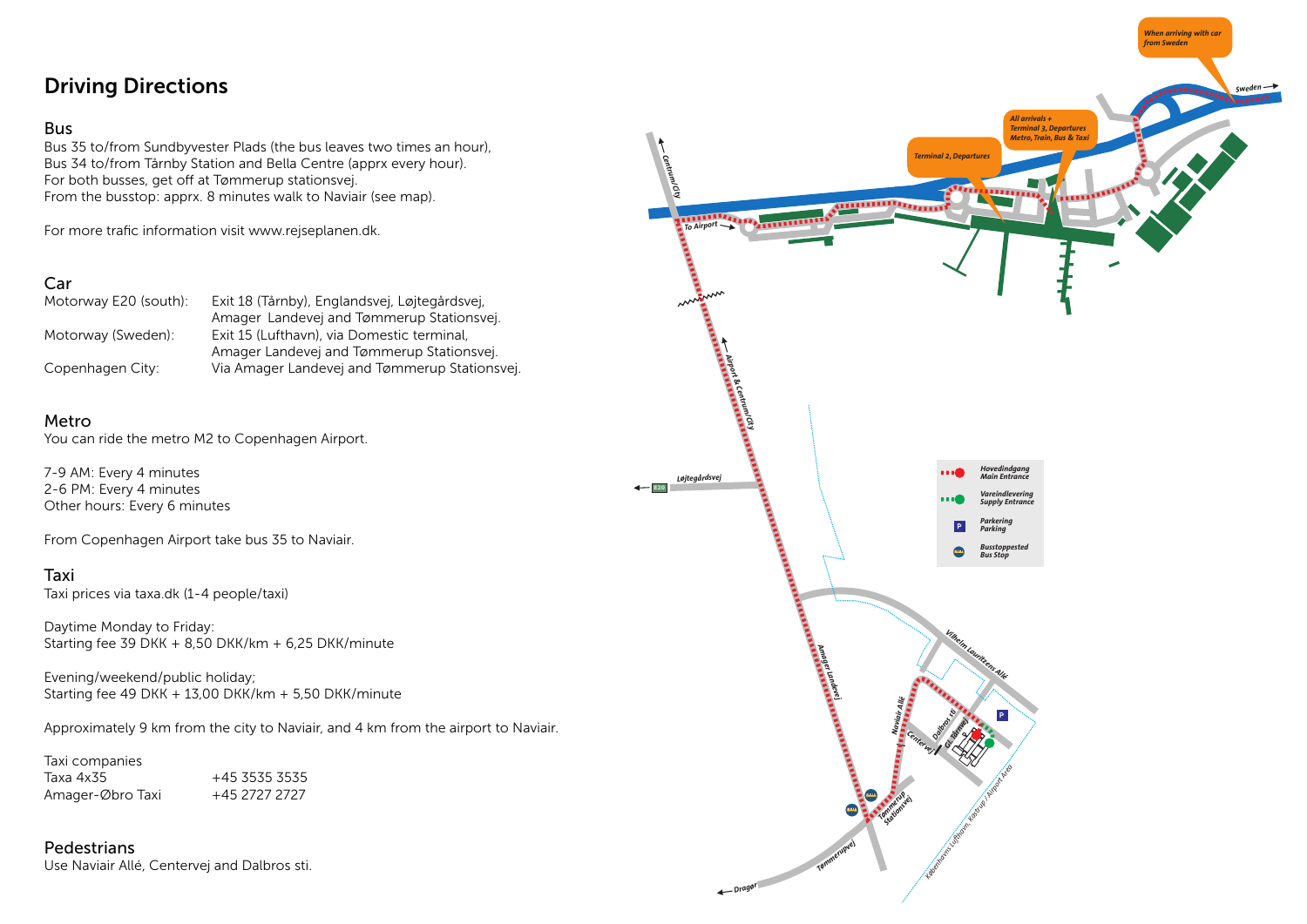# Driving Directions

## Bus

Bus 35 to/from Sundbyvester Plads (the bus leaves two times an hour),
Bus 34 to/from Tårnby Station and Bella Centre (apprx every hour).
For both busses, get off at Tømmerup stationsvej.
From the busstop: apprx. 8 minutes walk to Naviair (see map).

For more trafic information visit www.rejseplanen.dk.

## Car

| | |
|---|---|
| Motorway E20 (south): | Exit 18 (Tårnby), Englandsvej, Løjtegårdsvej, Amager Landevej and Tømmerup Stationsvej. |
| Motorway (Sweden): | Exit 15 (Lufthavn), via Domestic terminal, Amager Landevej and Tømmerup Stationsvej. |
| Copenhagen City: | Via Amager Landevej and Tømmerup Stationsvej. |

## Metro

You can ride the metro M2 to Copenhagen Airport.

7-9 AM: Every 4 minutes
2-6 PM: Every 4 minutes
Other hours: Every 6 minutes

From Copenhagen Airport take bus 35 to Naviair.

## Taxi

Taxi prices via taxa.dk (1-4 people/taxi)

Daytime Monday to Friday:
Starting fee 39 DKK + 8,50 DKK/km + 6,25 DKK/minute

Evening/weekend/public holiday;
Starting fee 49 DKK + 13,00 DKK/km + 5,50 DKK/minute

Approximately 9 km from the city to Naviair, and 4 km from the airport to Naviair.

| Taxi companies | |
|---|---|
| Taxa 4x35 | +45 3535 3535 |
| Amager-Øbro Taxi | +45 2727 2727 |

## Pedestrians

Use Naviair Allé, Centervej and Dalbros sti.

When arriving with car from Sweden

Sweden

All arrivals + Terminal 3, Departures Metro, Train, Bus & Taxi

Terminal 2, Departures

Centrum/City

To Airport

Airport & Centrum/City

Løjtegårdsvej

E20

Hovedindgang
Main Entrance

Vareindlevering
Supply Entrance

Parkering
Parking

Busstoppested
Bus Stop

Vilhelm Lauritzens Allé

Amager Landevej

Naviair Allé

Dalbros sti

Centervej

Gl. Tårnvej

Tømmerup Stationsvej

Tømmerupvej

Dragør

Københavns Lufthavn, Kastrup / Airport Area